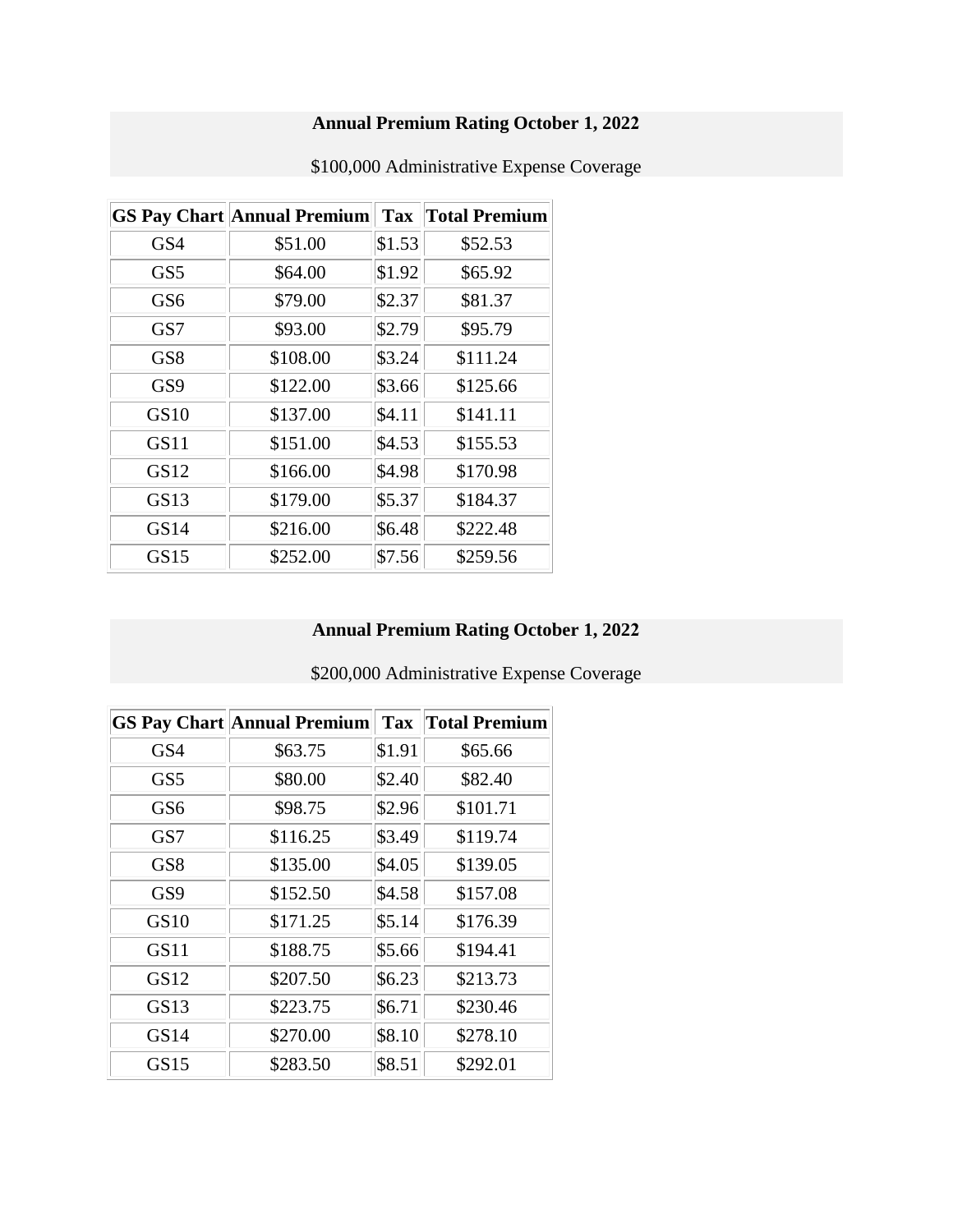**Annual Premium Rating October 1, 2022**

$100,000 Administrative Expense Coverage

| GS Pay Chart | Annual Premium | Tax | Total Premium |
|---|---|---|---|
| GS4 | $51.00 | $1.53 | $52.53 |
| GS5 | $64.00 | $1.92 | $65.92 |
| GS6 | $79.00 | $2.37 | $81.37 |
| GS7 | $93.00 | $2.79 | $95.79 |
| GS8 | $108.00 | $3.24 | $111.24 |
| GS9 | $122.00 | $3.66 | $125.66 |
| GS10 | $137.00 | $4.11 | $141.11 |
| GS11 | $151.00 | $4.53 | $155.53 |
| GS12 | $166.00 | $4.98 | $170.98 |
| GS13 | $179.00 | $5.37 | $184.37 |
| GS14 | $216.00 | $6.48 | $222.48 |
| GS15 | $252.00 | $7.56 | $259.56 |

**Annual Premium Rating October 1, 2022**

$200,000 Administrative Expense Coverage

| GS Pay Chart | Annual Premium | Tax | Total Premium |
|---|---|---|---|
| GS4 | $63.75 | $1.91 | $65.66 |
| GS5 | $80.00 | $2.40 | $82.40 |
| GS6 | $98.75 | $2.96 | $101.71 |
| GS7 | $116.25 | $3.49 | $119.74 |
| GS8 | $135.00 | $4.05 | $139.05 |
| GS9 | $152.50 | $4.58 | $157.08 |
| GS10 | $171.25 | $5.14 | $176.39 |
| GS11 | $188.75 | $5.66 | $194.41 |
| GS12 | $207.50 | $6.23 | $213.73 |
| GS13 | $223.75 | $6.71 | $230.46 |
| GS14 | $270.00 | $8.10 | $278.10 |
| GS15 | $283.50 | $8.51 | $292.01 |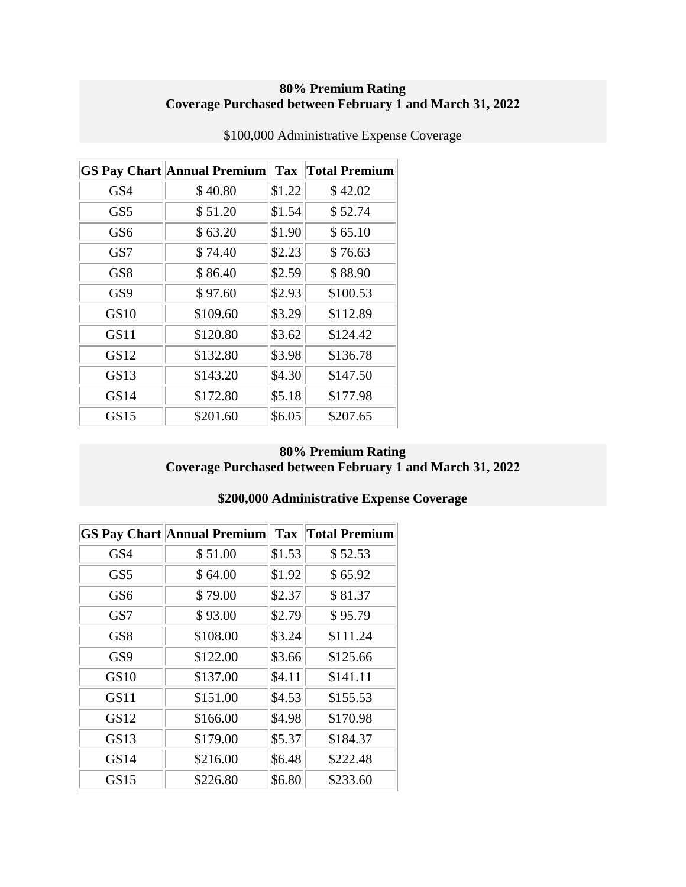**80% Premium Rating**
**Coverage Purchased between February 1 and March 31, 2022**

$100,000 Administrative Expense Coverage

| GS Pay Chart | Annual Premium | Tax | Total Premium |
|---|---|---|---|
| GS4 | $ 40.80 | $1.22 | $ 42.02 |
| GS5 | $ 51.20 | $1.54 | $ 52.74 |
| GS6 | $ 63.20 | $1.90 | $ 65.10 |
| GS7 | $ 74.40 | $2.23 | $ 76.63 |
| GS8 | $ 86.40 | $2.59 | $ 88.90 |
| GS9 | $ 97.60 | $2.93 | $100.53 |
| GS10 | $109.60 | $3.29 | $112.89 |
| GS11 | $120.80 | $3.62 | $124.42 |
| GS12 | $132.80 | $3.98 | $136.78 |
| GS13 | $143.20 | $4.30 | $147.50 |
| GS14 | $172.80 | $5.18 | $177.98 |
| GS15 | $201.60 | $6.05 | $207.65 |

**80% Premium Rating**
**Coverage Purchased between February 1 and March 31, 2022**

**$200,000 Administrative Expense Coverage**

| GS Pay Chart | Annual Premium | Tax | Total Premium |
|---|---|---|---|
| GS4 | $ 51.00 | $1.53 | $ 52.53 |
| GS5 | $ 64.00 | $1.92 | $ 65.92 |
| GS6 | $ 79.00 | $2.37 | $ 81.37 |
| GS7 | $ 93.00 | $2.79 | $ 95.79 |
| GS8 | $108.00 | $3.24 | $111.24 |
| GS9 | $122.00 | $3.66 | $125.66 |
| GS10 | $137.00 | $4.11 | $141.11 |
| GS11 | $151.00 | $4.53 | $155.53 |
| GS12 | $166.00 | $4.98 | $170.98 |
| GS13 | $179.00 | $5.37 | $184.37 |
| GS14 | $216.00 | $6.48 | $222.48 |
| GS15 | $226.80 | $6.80 | $233.60 |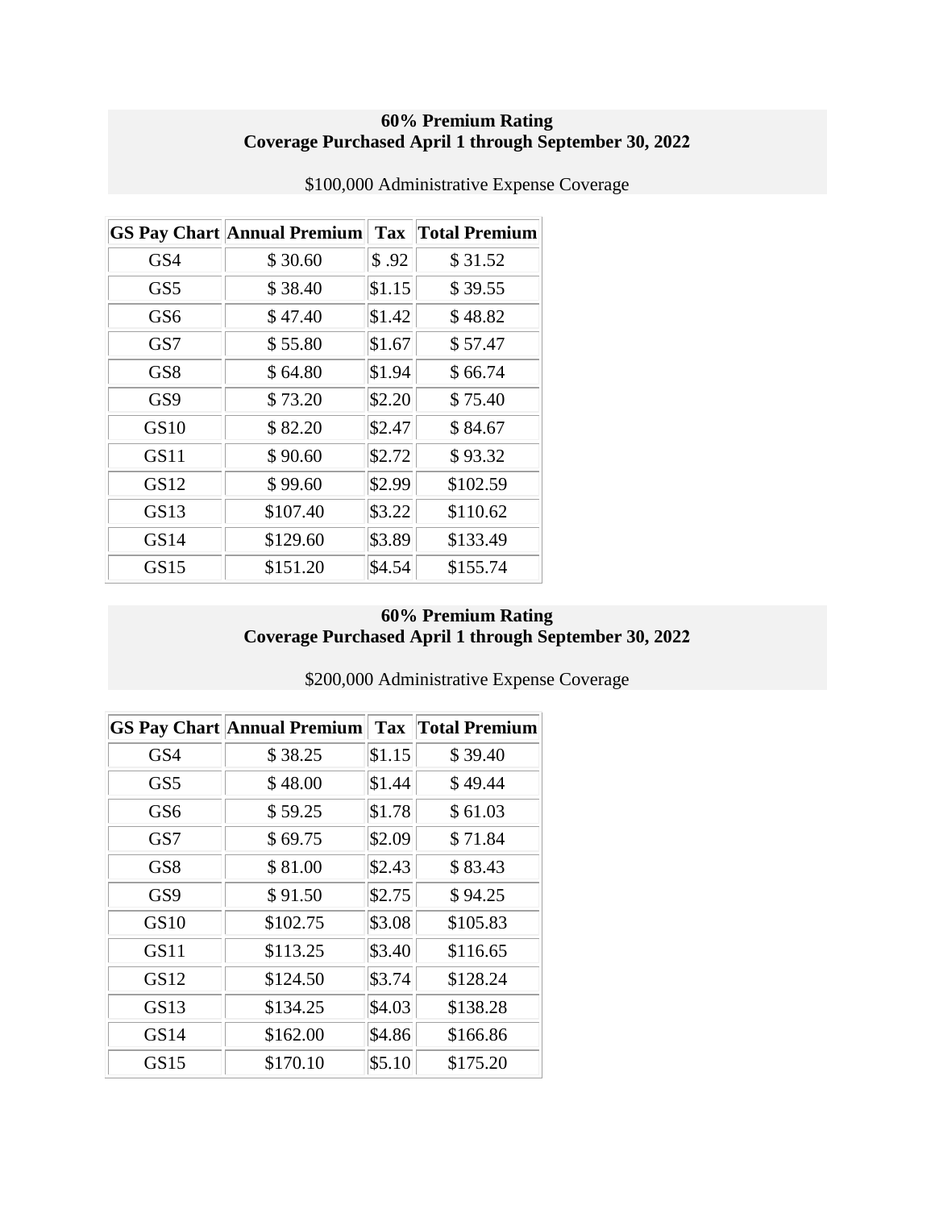**60% Premium Rating**
**Coverage Purchased April 1 through September 30, 2022**

$100,000 Administrative Expense Coverage

| GS Pay Chart | Annual Premium | Tax | Total Premium |
|---|---|---|---|
| GS4 | $ 30.60 | $ .92 | $ 31.52 |
| GS5 | $ 38.40 | $1.15 | $ 39.55 |
| GS6 | $ 47.40 | $1.42 | $ 48.82 |
| GS7 | $ 55.80 | $1.67 | $ 57.47 |
| GS8 | $ 64.80 | $1.94 | $ 66.74 |
| GS9 | $ 73.20 | $2.20 | $ 75.40 |
| GS10 | $ 82.20 | $2.47 | $ 84.67 |
| GS11 | $ 90.60 | $2.72 | $ 93.32 |
| GS12 | $ 99.60 | $2.99 | $102.59 |
| GS13 | $107.40 | $3.22 | $110.62 |
| GS14 | $129.60 | $3.89 | $133.49 |
| GS15 | $151.20 | $4.54 | $155.74 |

**60% Premium Rating**
**Coverage Purchased April 1 through September 30, 2022**

$200,000 Administrative Expense Coverage

| GS Pay Chart | Annual Premium | Tax | Total Premium |
|---|---|---|---|
| GS4 | $ 38.25 | $1.15 | $ 39.40 |
| GS5 | $ 48.00 | $1.44 | $ 49.44 |
| GS6 | $ 59.25 | $1.78 | $ 61.03 |
| GS7 | $ 69.75 | $2.09 | $ 71.84 |
| GS8 | $ 81.00 | $2.43 | $ 83.43 |
| GS9 | $ 91.50 | $2.75 | $ 94.25 |
| GS10 | $102.75 | $3.08 | $105.83 |
| GS11 | $113.25 | $3.40 | $116.65 |
| GS12 | $124.50 | $3.74 | $128.24 |
| GS13 | $134.25 | $4.03 | $138.28 |
| GS14 | $162.00 | $4.86 | $166.86 |
| GS15 | $170.10 | $5.10 | $175.20 |